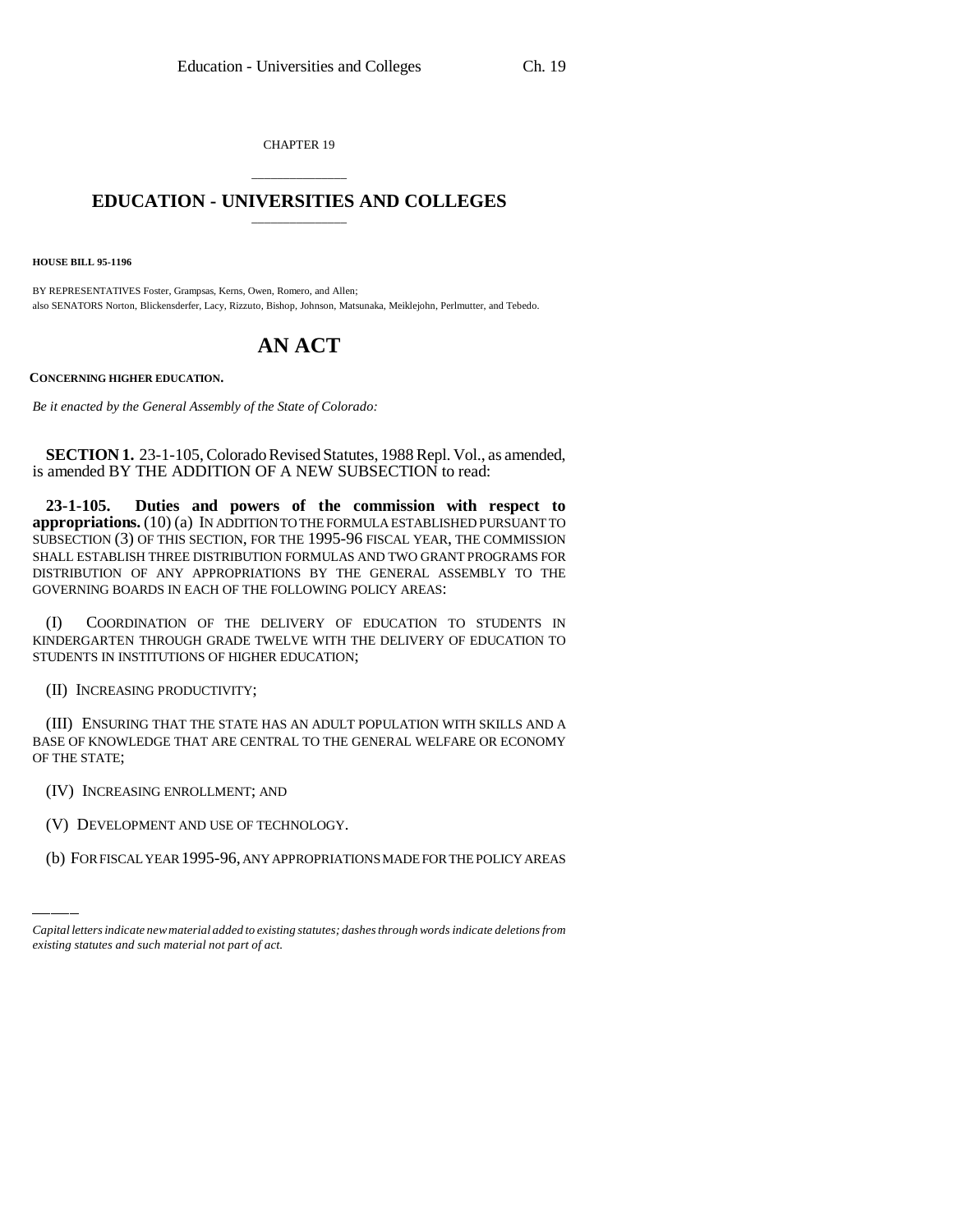CHAPTER 19

# EDUCATION - UNIVERSITIES AND COLLEGES

**HOUSE BILL 95-1196**

BY REPRESENTATIVES Foster, Grampsas, Kerns, Owen, Romero, and Allen;
also SENATORS Norton, Blickensderfer, Lacy, Rizzuto, Bishop, Johnson, Matsunaka, Meiklejohn, Perlmutter, and Tebedo.

# AN ACT

**CONCERNING HIGHER EDUCATION.**

*Be it enacted by the General Assembly of the State of Colorado:*

**SECTION 1.** 23-1-105, Colorado Revised Statutes, 1988 Repl. Vol., as amended, is amended BY THE ADDITION OF A NEW SUBSECTION to read:

**23-1-105. Duties and powers of the commission with respect to appropriations.** (10) (a) IN ADDITION TO THE FORMULA ESTABLISHED PURSUANT TO SUBSECTION (3) OF THIS SECTION, FOR THE 1995-96 FISCAL YEAR, THE COMMISSION SHALL ESTABLISH THREE DISTRIBUTION FORMULAS AND TWO GRANT PROGRAMS FOR DISTRIBUTION OF ANY APPROPRIATIONS BY THE GENERAL ASSEMBLY TO THE GOVERNING BOARDS IN EACH OF THE FOLLOWING POLICY AREAS:

(I) COORDINATION OF THE DELIVERY OF EDUCATION TO STUDENTS IN KINDERGARTEN THROUGH GRADE TWELVE WITH THE DELIVERY OF EDUCATION TO STUDENTS IN INSTITUTIONS OF HIGHER EDUCATION;

(II) INCREASING PRODUCTIVITY;

(III) ENSURING THAT THE STATE HAS AN ADULT POPULATION WITH SKILLS AND A BASE OF KNOWLEDGE THAT ARE CENTRAL TO THE GENERAL WELFARE OR ECONOMY OF THE STATE;

(IV) INCREASING ENROLLMENT; AND

(V) DEVELOPMENT AND USE OF TECHNOLOGY.

(b) FOR FISCAL YEAR 1995-96, ANY APPROPRIATIONS MADE FOR THE POLICY AREAS

*Capital letters indicate new material added to existing statutes; dashes through words indicate deletions from existing statutes and such material not part of act.*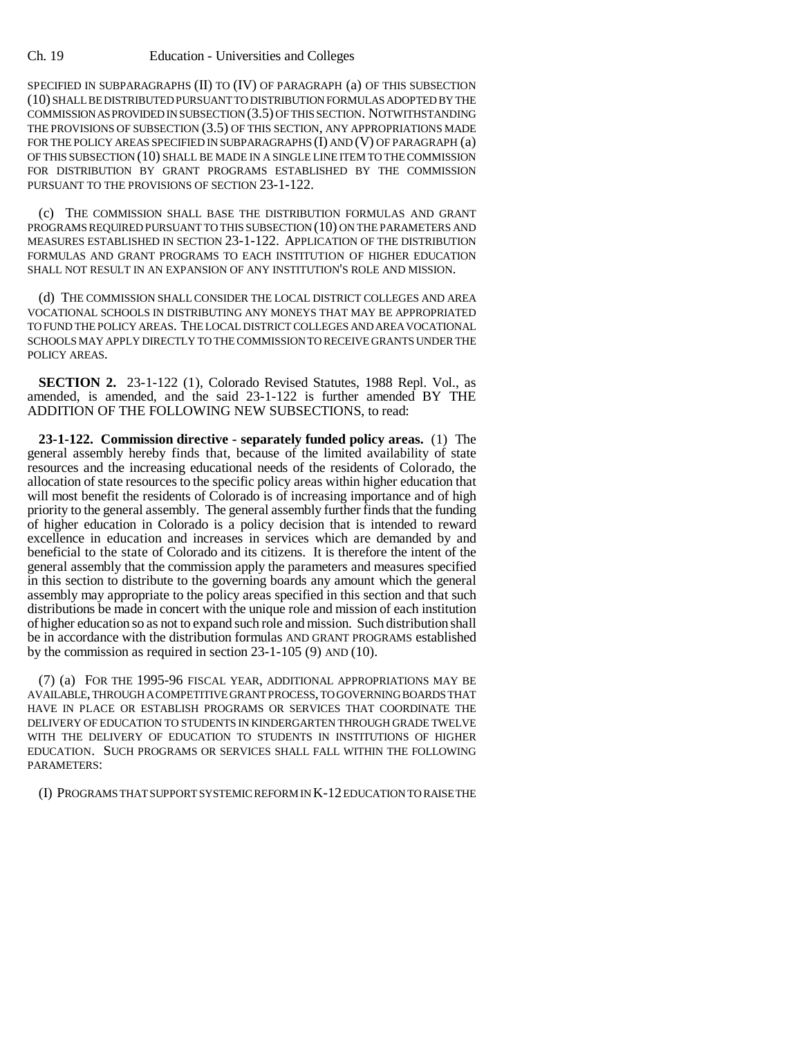SPECIFIED IN SUBPARAGRAPHS (II) TO (IV) OF PARAGRAPH (a) OF THIS SUBSECTION (10) SHALL BE DISTRIBUTED PURSUANT TO DISTRIBUTION FORMULAS ADOPTED BY THE COMMISSION AS PROVIDED IN SUBSECTION (3.5) OF THIS SECTION. NOTWITHSTANDING THE PROVISIONS OF SUBSECTION (3.5) OF THIS SECTION, ANY APPROPRIATIONS MADE FOR THE POLICY AREAS SPECIFIED IN SUBPARAGRAPHS (I) AND (V) OF PARAGRAPH (a) OF THIS SUBSECTION (10) SHALL BE MADE IN A SINGLE LINE ITEM TO THE COMMISSION FOR DISTRIBUTION BY GRANT PROGRAMS ESTABLISHED BY THE COMMISSION PURSUANT TO THE PROVISIONS OF SECTION 23-1-122.

(c) THE COMMISSION SHALL BASE THE DISTRIBUTION FORMULAS AND GRANT PROGRAMS REQUIRED PURSUANT TO THIS SUBSECTION (10) ON THE PARAMETERS AND MEASURES ESTABLISHED IN SECTION 23-1-122. APPLICATION OF THE DISTRIBUTION FORMULAS AND GRANT PROGRAMS TO EACH INSTITUTION OF HIGHER EDUCATION SHALL NOT RESULT IN AN EXPANSION OF ANY INSTITUTION'S ROLE AND MISSION.

(d) THE COMMISSION SHALL CONSIDER THE LOCAL DISTRICT COLLEGES AND AREA VOCATIONAL SCHOOLS IN DISTRIBUTING ANY MONEYS THAT MAY BE APPROPRIATED TO FUND THE POLICY AREAS. THE LOCAL DISTRICT COLLEGES AND AREA VOCATIONAL SCHOOLS MAY APPLY DIRECTLY TO THE COMMISSION TO RECEIVE GRANTS UNDER THE POLICY AREAS.

**SECTION 2.** 23-1-122 (1), Colorado Revised Statutes, 1988 Repl. Vol., as amended, is amended, and the said 23-1-122 is further amended BY THE ADDITION OF THE FOLLOWING NEW SUBSECTIONS, to read:

**23-1-122. Commission directive - separately funded policy areas.** (1) The general assembly hereby finds that, because of the limited availability of state resources and the increasing educational needs of the residents of Colorado, the allocation of state resources to the specific policy areas within higher education that will most benefit the residents of Colorado is of increasing importance and of high priority to the general assembly. The general assembly further finds that the funding of higher education in Colorado is a policy decision that is intended to reward excellence in education and increases in services which are demanded by and beneficial to the state of Colorado and its citizens. It is therefore the intent of the general assembly that the commission apply the parameters and measures specified in this section to distribute to the governing boards any amount which the general assembly may appropriate to the policy areas specified in this section and that such distributions be made in concert with the unique role and mission of each institution of higher education so as not to expand such role and mission. Such distribution shall be in accordance with the distribution formulas AND GRANT PROGRAMS established by the commission as required in section 23-1-105 (9) AND (10).

(7) (a) FOR THE 1995-96 FISCAL YEAR, ADDITIONAL APPROPRIATIONS MAY BE AVAILABLE, THROUGH A COMPETITIVE GRANT PROCESS, TO GOVERNING BOARDS THAT HAVE IN PLACE OR ESTABLISH PROGRAMS OR SERVICES THAT COORDINATE THE DELIVERY OF EDUCATION TO STUDENTS IN KINDERGARTEN THROUGH GRADE TWELVE WITH THE DELIVERY OF EDUCATION TO STUDENTS IN INSTITUTIONS OF HIGHER EDUCATION. SUCH PROGRAMS OR SERVICES SHALL FALL WITHIN THE FOLLOWING PARAMETERS:

(I) PROGRAMS THAT SUPPORT SYSTEMIC REFORM IN K-12 EDUCATION TO RAISE THE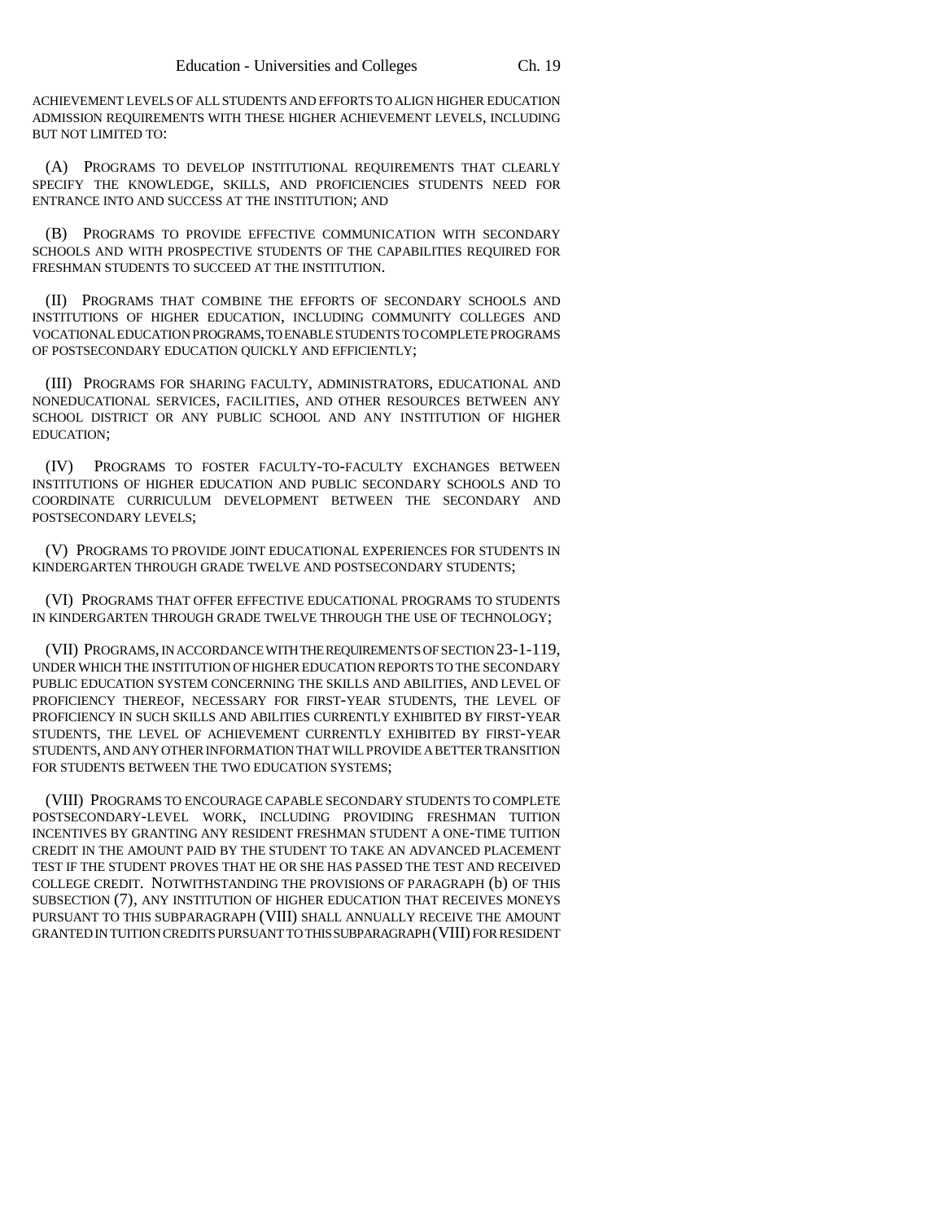ACHIEVEMENT LEVELS OF ALL STUDENTS AND EFFORTS TO ALIGN HIGHER EDUCATION ADMISSION REQUIREMENTS WITH THESE HIGHER ACHIEVEMENT LEVELS, INCLUDING BUT NOT LIMITED TO:

(A) PROGRAMS TO DEVELOP INSTITUTIONAL REQUIREMENTS THAT CLEARLY SPECIFY THE KNOWLEDGE, SKILLS, AND PROFICIENCIES STUDENTS NEED FOR ENTRANCE INTO AND SUCCESS AT THE INSTITUTION; AND

(B) PROGRAMS TO PROVIDE EFFECTIVE COMMUNICATION WITH SECONDARY SCHOOLS AND WITH PROSPECTIVE STUDENTS OF THE CAPABILITIES REQUIRED FOR FRESHMAN STUDENTS TO SUCCEED AT THE INSTITUTION.

(II) PROGRAMS THAT COMBINE THE EFFORTS OF SECONDARY SCHOOLS AND INSTITUTIONS OF HIGHER EDUCATION, INCLUDING COMMUNITY COLLEGES AND VOCATIONAL EDUCATION PROGRAMS, TO ENABLE STUDENTS TO COMPLETE PROGRAMS OF POSTSECONDARY EDUCATION QUICKLY AND EFFICIENTLY;

(III) PROGRAMS FOR SHARING FACULTY, ADMINISTRATORS, EDUCATIONAL AND NONEDUCATIONAL SERVICES, FACILITIES, AND OTHER RESOURCES BETWEEN ANY SCHOOL DISTRICT OR ANY PUBLIC SCHOOL AND ANY INSTITUTION OF HIGHER EDUCATION;

(IV) PROGRAMS TO FOSTER FACULTY-TO-FACULTY EXCHANGES BETWEEN INSTITUTIONS OF HIGHER EDUCATION AND PUBLIC SECONDARY SCHOOLS AND TO COORDINATE CURRICULUM DEVELOPMENT BETWEEN THE SECONDARY AND POSTSECONDARY LEVELS;

(V) PROGRAMS TO PROVIDE JOINT EDUCATIONAL EXPERIENCES FOR STUDENTS IN KINDERGARTEN THROUGH GRADE TWELVE AND POSTSECONDARY STUDENTS;

(VI) PROGRAMS THAT OFFER EFFECTIVE EDUCATIONAL PROGRAMS TO STUDENTS IN KINDERGARTEN THROUGH GRADE TWELVE THROUGH THE USE OF TECHNOLOGY;

(VII) PROGRAMS, IN ACCORDANCE WITH THE REQUIREMENTS OF SECTION 23-1-119, UNDER WHICH THE INSTITUTION OF HIGHER EDUCATION REPORTS TO THE SECONDARY PUBLIC EDUCATION SYSTEM CONCERNING THE SKILLS AND ABILITIES, AND LEVEL OF PROFICIENCY THEREOF, NECESSARY FOR FIRST-YEAR STUDENTS, THE LEVEL OF PROFICIENCY IN SUCH SKILLS AND ABILITIES CURRENTLY EXHIBITED BY FIRST-YEAR STUDENTS, THE LEVEL OF ACHIEVEMENT CURRENTLY EXHIBITED BY FIRST-YEAR STUDENTS, AND ANY OTHER INFORMATION THAT WILL PROVIDE A BETTER TRANSITION FOR STUDENTS BETWEEN THE TWO EDUCATION SYSTEMS;

(VIII) PROGRAMS TO ENCOURAGE CAPABLE SECONDARY STUDENTS TO COMPLETE POSTSECONDARY-LEVEL WORK, INCLUDING PROVIDING FRESHMAN TUITION INCENTIVES BY GRANTING ANY RESIDENT FRESHMAN STUDENT A ONE-TIME TUITION CREDIT IN THE AMOUNT PAID BY THE STUDENT TO TAKE AN ADVANCED PLACEMENT TEST IF THE STUDENT PROVES THAT HE OR SHE HAS PASSED THE TEST AND RECEIVED COLLEGE CREDIT. NOTWITHSTANDING THE PROVISIONS OF PARAGRAPH (b) OF THIS SUBSECTION (7), ANY INSTITUTION OF HIGHER EDUCATION THAT RECEIVES MONEYS PURSUANT TO THIS SUBPARAGRAPH (VIII) SHALL ANNUALLY RECEIVE THE AMOUNT GRANTED IN TUITION CREDITS PURSUANT TO THIS SUBPARAGRAPH (VIII) FOR RESIDENT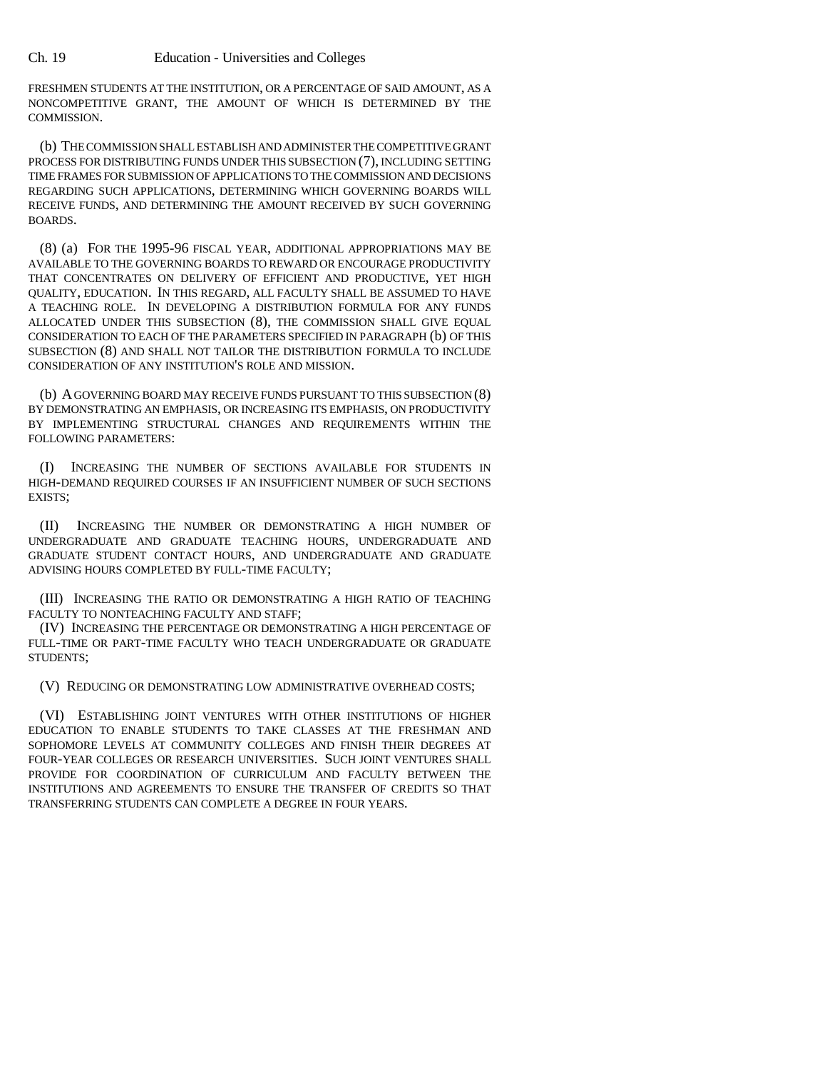FRESHMEN STUDENTS AT THE INSTITUTION, OR A PERCENTAGE OF SAID AMOUNT, AS A NONCOMPETITIVE GRANT, THE AMOUNT OF WHICH IS DETERMINED BY THE COMMISSION.

(b) THE COMMISSION SHALL ESTABLISH AND ADMINISTER THE COMPETITIVE GRANT PROCESS FOR DISTRIBUTING FUNDS UNDER THIS SUBSECTION (7), INCLUDING SETTING TIME FRAMES FOR SUBMISSION OF APPLICATIONS TO THE COMMISSION AND DECISIONS REGARDING SUCH APPLICATIONS, DETERMINING WHICH GOVERNING BOARDS WILL RECEIVE FUNDS, AND DETERMINING THE AMOUNT RECEIVED BY SUCH GOVERNING BOARDS.

(8) (a) FOR THE 1995-96 FISCAL YEAR, ADDITIONAL APPROPRIATIONS MAY BE AVAILABLE TO THE GOVERNING BOARDS TO REWARD OR ENCOURAGE PRODUCTIVITY THAT CONCENTRATES ON DELIVERY OF EFFICIENT AND PRODUCTIVE, YET HIGH QUALITY, EDUCATION. IN THIS REGARD, ALL FACULTY SHALL BE ASSUMED TO HAVE A TEACHING ROLE. IN DEVELOPING A DISTRIBUTION FORMULA FOR ANY FUNDS ALLOCATED UNDER THIS SUBSECTION (8), THE COMMISSION SHALL GIVE EQUAL CONSIDERATION TO EACH OF THE PARAMETERS SPECIFIED IN PARAGRAPH (b) OF THIS SUBSECTION (8) AND SHALL NOT TAILOR THE DISTRIBUTION FORMULA TO INCLUDE CONSIDERATION OF ANY INSTITUTION'S ROLE AND MISSION.

(b) A GOVERNING BOARD MAY RECEIVE FUNDS PURSUANT TO THIS SUBSECTION (8) BY DEMONSTRATING AN EMPHASIS, OR INCREASING ITS EMPHASIS, ON PRODUCTIVITY BY IMPLEMENTING STRUCTURAL CHANGES AND REQUIREMENTS WITHIN THE FOLLOWING PARAMETERS:

(I) INCREASING THE NUMBER OF SECTIONS AVAILABLE FOR STUDENTS IN HIGH-DEMAND REQUIRED COURSES IF AN INSUFFICIENT NUMBER OF SUCH SECTIONS EXISTS;

(II) INCREASING THE NUMBER OR DEMONSTRATING A HIGH NUMBER OF UNDERGRADUATE AND GRADUATE TEACHING HOURS, UNDERGRADUATE AND GRADUATE STUDENT CONTACT HOURS, AND UNDERGRADUATE AND GRADUATE ADVISING HOURS COMPLETED BY FULL-TIME FACULTY;

(III) INCREASING THE RATIO OR DEMONSTRATING A HIGH RATIO OF TEACHING FACULTY TO NONTEACHING FACULTY AND STAFF;

(IV) INCREASING THE PERCENTAGE OR DEMONSTRATING A HIGH PERCENTAGE OF FULL-TIME OR PART-TIME FACULTY WHO TEACH UNDERGRADUATE OR GRADUATE STUDENTS;

(V) REDUCING OR DEMONSTRATING LOW ADMINISTRATIVE OVERHEAD COSTS;

(VI) ESTABLISHING JOINT VENTURES WITH OTHER INSTITUTIONS OF HIGHER EDUCATION TO ENABLE STUDENTS TO TAKE CLASSES AT THE FRESHMAN AND SOPHOMORE LEVELS AT COMMUNITY COLLEGES AND FINISH THEIR DEGREES AT FOUR-YEAR COLLEGES OR RESEARCH UNIVERSITIES. SUCH JOINT VENTURES SHALL PROVIDE FOR COORDINATION OF CURRICULUM AND FACULTY BETWEEN THE INSTITUTIONS AND AGREEMENTS TO ENSURE THE TRANSFER OF CREDITS SO THAT TRANSFERRING STUDENTS CAN COMPLETE A DEGREE IN FOUR YEARS.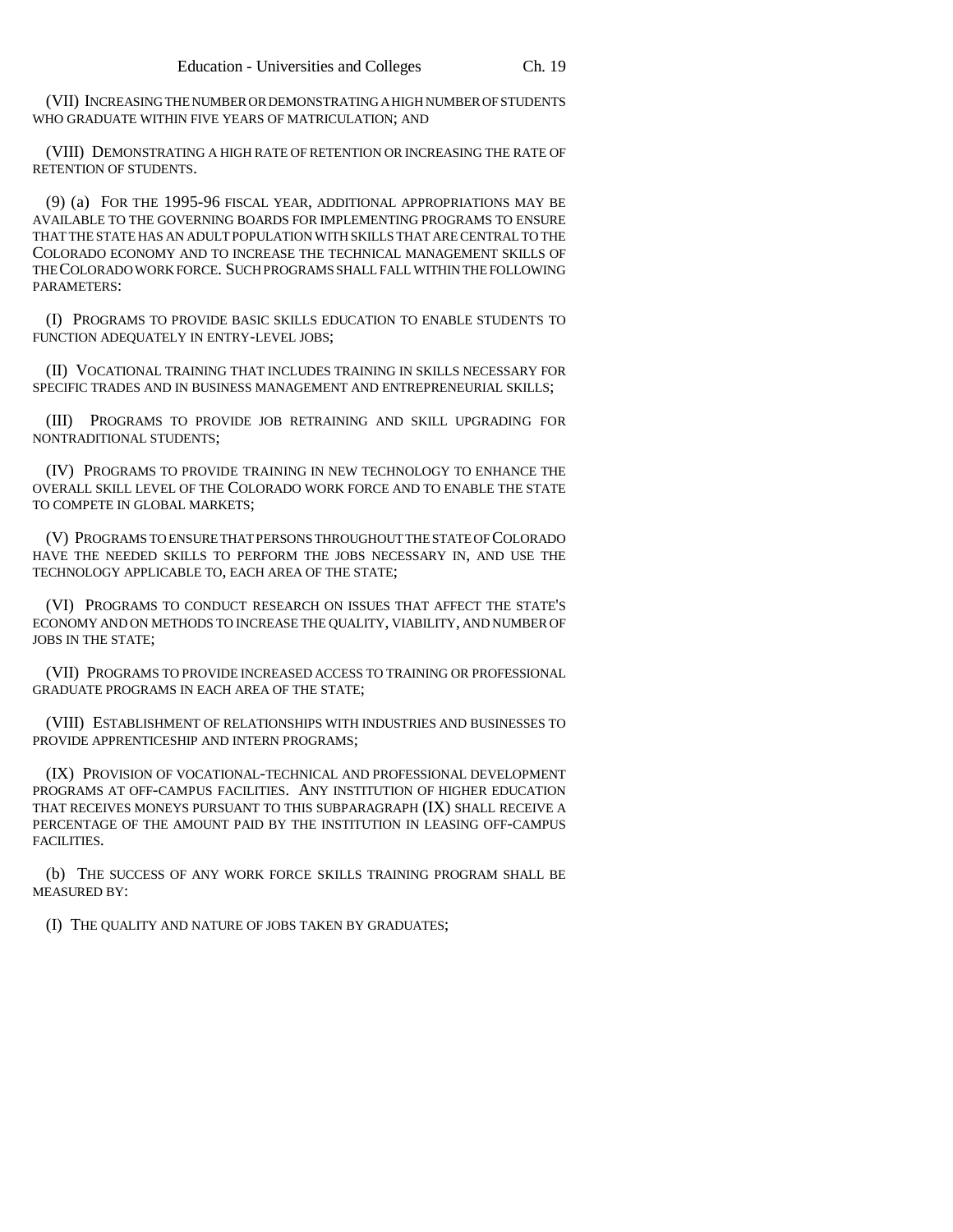(VII) INCREASING THE NUMBER OR DEMONSTRATING A HIGH NUMBER OF STUDENTS WHO GRADUATE WITHIN FIVE YEARS OF MATRICULATION; AND

(VIII) DEMONSTRATING A HIGH RATE OF RETENTION OR INCREASING THE RATE OF RETENTION OF STUDENTS.

(9) (a) FOR THE 1995-96 FISCAL YEAR, ADDITIONAL APPROPRIATIONS MAY BE AVAILABLE TO THE GOVERNING BOARDS FOR IMPLEMENTING PROGRAMS TO ENSURE THAT THE STATE HAS AN ADULT POPULATION WITH SKILLS THAT ARE CENTRAL TO THE COLORADO ECONOMY AND TO INCREASE THE TECHNICAL MANAGEMENT SKILLS OF THE COLORADO WORK FORCE. SUCH PROGRAMS SHALL FALL WITHIN THE FOLLOWING PARAMETERS:

(I) PROGRAMS TO PROVIDE BASIC SKILLS EDUCATION TO ENABLE STUDENTS TO FUNCTION ADEQUATELY IN ENTRY-LEVEL JOBS;

(II) VOCATIONAL TRAINING THAT INCLUDES TRAINING IN SKILLS NECESSARY FOR SPECIFIC TRADES AND IN BUSINESS MANAGEMENT AND ENTREPRENEURIAL SKILLS;

(III) PROGRAMS TO PROVIDE JOB RETRAINING AND SKILL UPGRADING FOR NONTRADITIONAL STUDENTS;

(IV) PROGRAMS TO PROVIDE TRAINING IN NEW TECHNOLOGY TO ENHANCE THE OVERALL SKILL LEVEL OF THE COLORADO WORK FORCE AND TO ENABLE THE STATE TO COMPETE IN GLOBAL MARKETS;

(V) PROGRAMS TO ENSURE THAT PERSONS THROUGHOUT THE STATE OF COLORADO HAVE THE NEEDED SKILLS TO PERFORM THE JOBS NECESSARY IN, AND USE THE TECHNOLOGY APPLICABLE TO, EACH AREA OF THE STATE;

(VI) PROGRAMS TO CONDUCT RESEARCH ON ISSUES THAT AFFECT THE STATE'S ECONOMY AND ON METHODS TO INCREASE THE QUALITY, VIABILITY, AND NUMBER OF JOBS IN THE STATE;

(VII) PROGRAMS TO PROVIDE INCREASED ACCESS TO TRAINING OR PROFESSIONAL GRADUATE PROGRAMS IN EACH AREA OF THE STATE;

(VIII) ESTABLISHMENT OF RELATIONSHIPS WITH INDUSTRIES AND BUSINESSES TO PROVIDE APPRENTICESHIP AND INTERN PROGRAMS;

(IX) PROVISION OF VOCATIONAL-TECHNICAL AND PROFESSIONAL DEVELOPMENT PROGRAMS AT OFF-CAMPUS FACILITIES. ANY INSTITUTION OF HIGHER EDUCATION THAT RECEIVES MONEYS PURSUANT TO THIS SUBPARAGRAPH (IX) SHALL RECEIVE A PERCENTAGE OF THE AMOUNT PAID BY THE INSTITUTION IN LEASING OFF-CAMPUS FACILITIES.

(b) THE SUCCESS OF ANY WORK FORCE SKILLS TRAINING PROGRAM SHALL BE MEASURED BY:

(I) THE QUALITY AND NATURE OF JOBS TAKEN BY GRADUATES;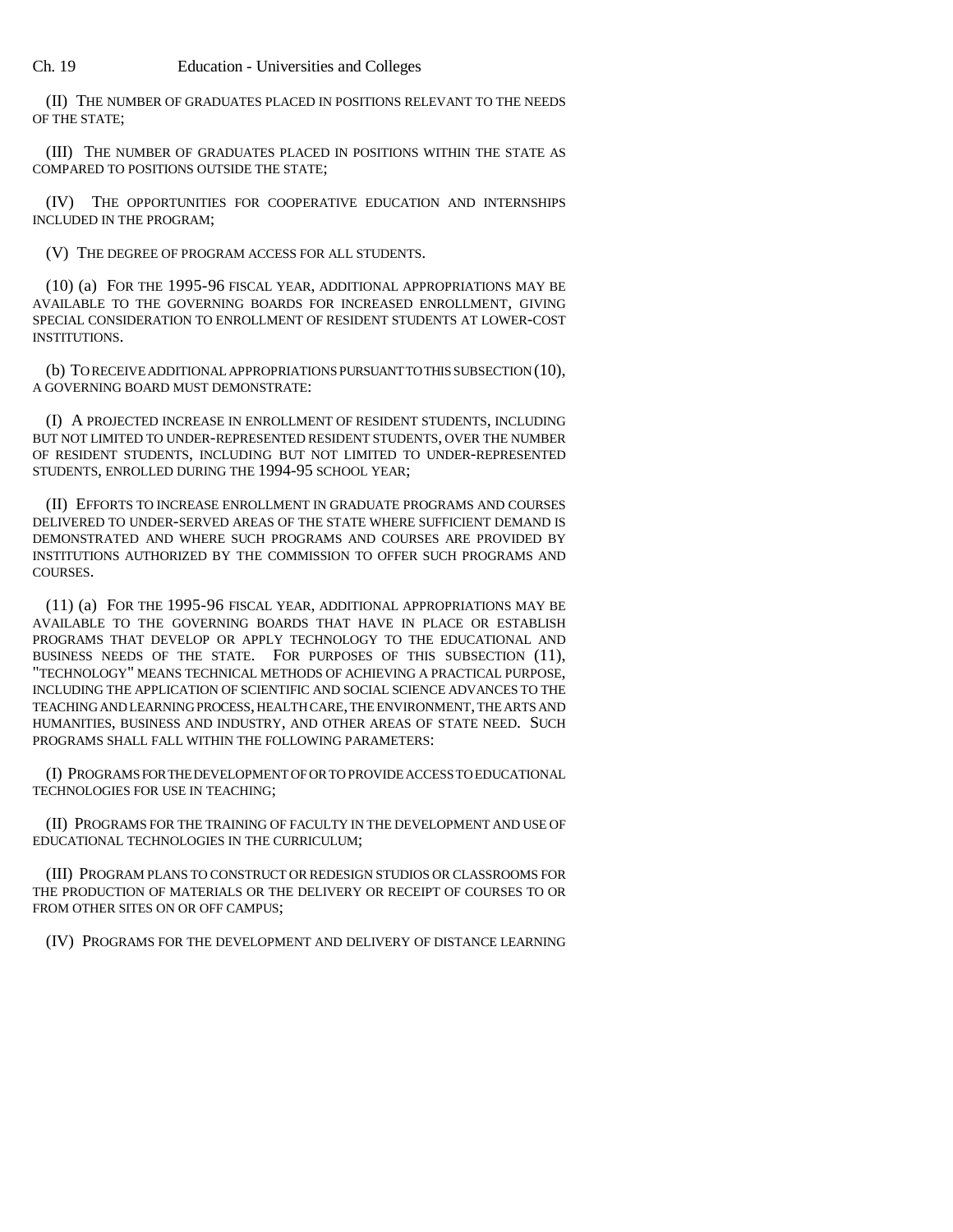(II) THE NUMBER OF GRADUATES PLACED IN POSITIONS RELEVANT TO THE NEEDS OF THE STATE;

(III) THE NUMBER OF GRADUATES PLACED IN POSITIONS WITHIN THE STATE AS COMPARED TO POSITIONS OUTSIDE THE STATE;

(IV) THE OPPORTUNITIES FOR COOPERATIVE EDUCATION AND INTERNSHIPS INCLUDED IN THE PROGRAM;

(V) THE DEGREE OF PROGRAM ACCESS FOR ALL STUDENTS.

(10) (a) FOR THE 1995-96 FISCAL YEAR, ADDITIONAL APPROPRIATIONS MAY BE AVAILABLE TO THE GOVERNING BOARDS FOR INCREASED ENROLLMENT, GIVING SPECIAL CONSIDERATION TO ENROLLMENT OF RESIDENT STUDENTS AT LOWER-COST INSTITUTIONS.

(b) TO RECEIVE ADDITIONAL APPROPRIATIONS PURSUANT TO THIS SUBSECTION (10), A GOVERNING BOARD MUST DEMONSTRATE:

(I) A PROJECTED INCREASE IN ENROLLMENT OF RESIDENT STUDENTS, INCLUDING BUT NOT LIMITED TO UNDER-REPRESENTED RESIDENT STUDENTS, OVER THE NUMBER OF RESIDENT STUDENTS, INCLUDING BUT NOT LIMITED TO UNDER-REPRESENTED STUDENTS, ENROLLED DURING THE 1994-95 SCHOOL YEAR;

(II) EFFORTS TO INCREASE ENROLLMENT IN GRADUATE PROGRAMS AND COURSES DELIVERED TO UNDER-SERVED AREAS OF THE STATE WHERE SUFFICIENT DEMAND IS DEMONSTRATED AND WHERE SUCH PROGRAMS AND COURSES ARE PROVIDED BY INSTITUTIONS AUTHORIZED BY THE COMMISSION TO OFFER SUCH PROGRAMS AND COURSES.

(11) (a) FOR THE 1995-96 FISCAL YEAR, ADDITIONAL APPROPRIATIONS MAY BE AVAILABLE TO THE GOVERNING BOARDS THAT HAVE IN PLACE OR ESTABLISH PROGRAMS THAT DEVELOP OR APPLY TECHNOLOGY TO THE EDUCATIONAL AND BUSINESS NEEDS OF THE STATE. FOR PURPOSES OF THIS SUBSECTION (11), "TECHNOLOGY" MEANS TECHNICAL METHODS OF ACHIEVING A PRACTICAL PURPOSE, INCLUDING THE APPLICATION OF SCIENTIFIC AND SOCIAL SCIENCE ADVANCES TO THE TEACHING AND LEARNING PROCESS, HEALTH CARE, THE ENVIRONMENT, THE ARTS AND HUMANITIES, BUSINESS AND INDUSTRY, AND OTHER AREAS OF STATE NEED. SUCH PROGRAMS SHALL FALL WITHIN THE FOLLOWING PARAMETERS:

(I) PROGRAMS FOR THE DEVELOPMENT OF OR TO PROVIDE ACCESS TO EDUCATIONAL TECHNOLOGIES FOR USE IN TEACHING;

(II) PROGRAMS FOR THE TRAINING OF FACULTY IN THE DEVELOPMENT AND USE OF EDUCATIONAL TECHNOLOGIES IN THE CURRICULUM;

(III) PROGRAM PLANS TO CONSTRUCT OR REDESIGN STUDIOS OR CLASSROOMS FOR THE PRODUCTION OF MATERIALS OR THE DELIVERY OR RECEIPT OF COURSES TO OR FROM OTHER SITES ON OR OFF CAMPUS;

(IV) PROGRAMS FOR THE DEVELOPMENT AND DELIVERY OF DISTANCE LEARNING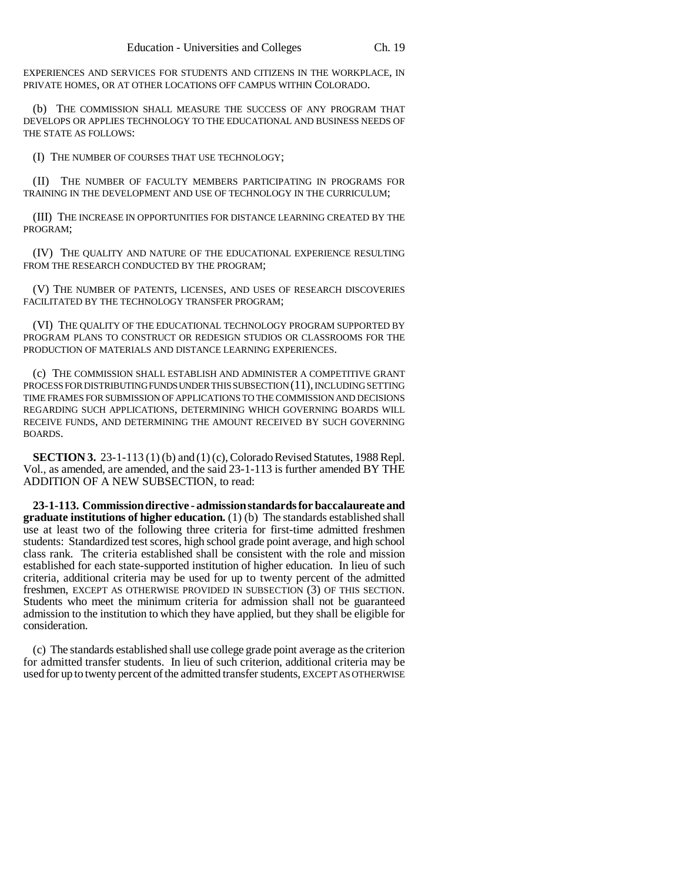EXPERIENCES AND SERVICES FOR STUDENTS AND CITIZENS IN THE WORKPLACE, IN PRIVATE HOMES, OR AT OTHER LOCATIONS OFF CAMPUS WITHIN COLORADO.

(b) THE COMMISSION SHALL MEASURE THE SUCCESS OF ANY PROGRAM THAT DEVELOPS OR APPLIES TECHNOLOGY TO THE EDUCATIONAL AND BUSINESS NEEDS OF THE STATE AS FOLLOWS:

(I) THE NUMBER OF COURSES THAT USE TECHNOLOGY;

(II) THE NUMBER OF FACULTY MEMBERS PARTICIPATING IN PROGRAMS FOR TRAINING IN THE DEVELOPMENT AND USE OF TECHNOLOGY IN THE CURRICULUM;

(III) THE INCREASE IN OPPORTUNITIES FOR DISTANCE LEARNING CREATED BY THE PROGRAM;

(IV) THE QUALITY AND NATURE OF THE EDUCATIONAL EXPERIENCE RESULTING FROM THE RESEARCH CONDUCTED BY THE PROGRAM;

(V) THE NUMBER OF PATENTS, LICENSES, AND USES OF RESEARCH DISCOVERIES FACILITATED BY THE TECHNOLOGY TRANSFER PROGRAM;

(VI) THE QUALITY OF THE EDUCATIONAL TECHNOLOGY PROGRAM SUPPORTED BY PROGRAM PLANS TO CONSTRUCT OR REDESIGN STUDIOS OR CLASSROOMS FOR THE PRODUCTION OF MATERIALS AND DISTANCE LEARNING EXPERIENCES.

(c) THE COMMISSION SHALL ESTABLISH AND ADMINISTER A COMPETITIVE GRANT PROCESS FOR DISTRIBUTING FUNDS UNDER THIS SUBSECTION (11), INCLUDING SETTING TIME FRAMES FOR SUBMISSION OF APPLICATIONS TO THE COMMISSION AND DECISIONS REGARDING SUCH APPLICATIONS, DETERMINING WHICH GOVERNING BOARDS WILL RECEIVE FUNDS, AND DETERMINING THE AMOUNT RECEIVED BY SUCH GOVERNING BOARDS.

**SECTION 3.** 23-1-113 (1) (b) and (1) (c), Colorado Revised Statutes, 1988 Repl. Vol., as amended, are amended, and the said 23-1-113 is further amended BY THE ADDITION OF A NEW SUBSECTION, to read:

**23-1-113. Commission directive - admission standards for baccalaureate and graduate institutions of higher education.** (1) (b) The standards established shall use at least two of the following three criteria for first-time admitted freshmen students: Standardized test scores, high school grade point average, and high school class rank. The criteria established shall be consistent with the role and mission established for each state-supported institution of higher education. In lieu of such criteria, additional criteria may be used for up to twenty percent of the admitted freshmen, EXCEPT AS OTHERWISE PROVIDED IN SUBSECTION (3) OF THIS SECTION. Students who meet the minimum criteria for admission shall not be guaranteed admission to the institution to which they have applied, but they shall be eligible for consideration.

(c) The standards established shall use college grade point average as the criterion for admitted transfer students. In lieu of such criterion, additional criteria may be used for up to twenty percent of the admitted transfer students, EXCEPT AS OTHERWISE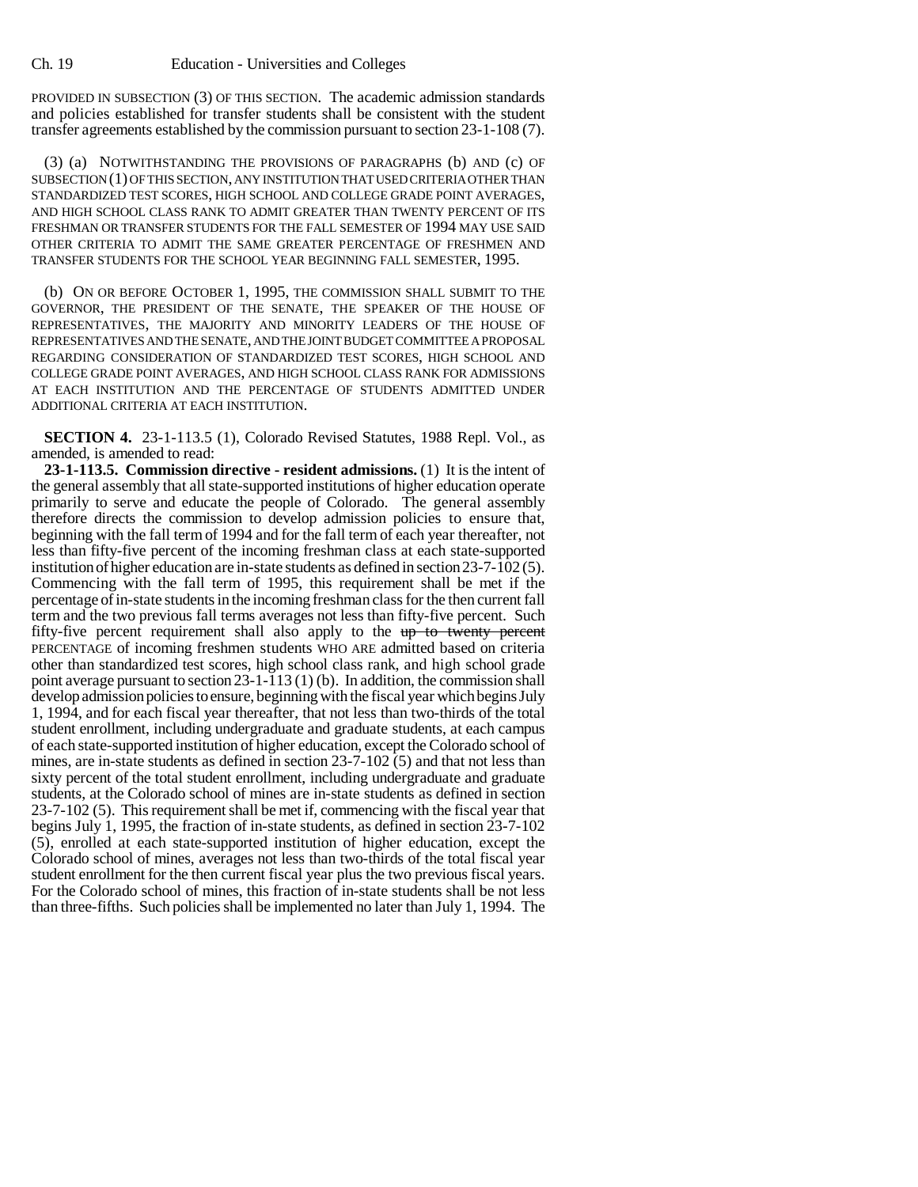PROVIDED IN SUBSECTION (3) OF THIS SECTION. The academic admission standards and policies established for transfer students shall be consistent with the student transfer agreements established by the commission pursuant to section 23-1-108 (7).

(3) (a) NOTWITHSTANDING THE PROVISIONS OF PARAGRAPHS (b) AND (c) OF SUBSECTION (1) OF THIS SECTION, ANY INSTITUTION THAT USED CRITERIA OTHER THAN STANDARDIZED TEST SCORES, HIGH SCHOOL AND COLLEGE GRADE POINT AVERAGES, AND HIGH SCHOOL CLASS RANK TO ADMIT GREATER THAN TWENTY PERCENT OF ITS FRESHMAN OR TRANSFER STUDENTS FOR THE FALL SEMESTER OF 1994 MAY USE SAID OTHER CRITERIA TO ADMIT THE SAME GREATER PERCENTAGE OF FRESHMEN AND TRANSFER STUDENTS FOR THE SCHOOL YEAR BEGINNING FALL SEMESTER, 1995.

(b) ON OR BEFORE OCTOBER 1, 1995, THE COMMISSION SHALL SUBMIT TO THE GOVERNOR, THE PRESIDENT OF THE SENATE, THE SPEAKER OF THE HOUSE OF REPRESENTATIVES, THE MAJORITY AND MINORITY LEADERS OF THE HOUSE OF REPRESENTATIVES AND THE SENATE, AND THE JOINT BUDGET COMMITTEE A PROPOSAL REGARDING CONSIDERATION OF STANDARDIZED TEST SCORES, HIGH SCHOOL AND COLLEGE GRADE POINT AVERAGES, AND HIGH SCHOOL CLASS RANK FOR ADMISSIONS AT EACH INSTITUTION AND THE PERCENTAGE OF STUDENTS ADMITTED UNDER ADDITIONAL CRITERIA AT EACH INSTITUTION.

**SECTION 4.** 23-1-113.5 (1), Colorado Revised Statutes, 1988 Repl. Vol., as amended, is amended to read:

**23-1-113.5. Commission directive - resident admissions.** (1) It is the intent of the general assembly that all state-supported institutions of higher education operate primarily to serve and educate the people of Colorado. The general assembly therefore directs the commission to develop admission policies to ensure that, beginning with the fall term of 1994 and for the fall term of each year thereafter, not less than fifty-five percent of the incoming freshman class at each state-supported institution of higher education are in-state students as defined in section 23-7-102 (5). Commencing with the fall term of 1995, this requirement shall be met if the percentage of in-state students in the incoming freshman class for the then current fall term and the two previous fall terms averages not less than fifty-five percent. Such fifty-five percent requirement shall also apply to the ~~up to twenty percent~~ PERCENTAGE of incoming freshmen students WHO ARE admitted based on criteria other than standardized test scores, high school class rank, and high school grade point average pursuant to section 23-1-113 (1) (b). In addition, the commission shall develop admission policies to ensure, beginning with the fiscal year which begins July 1, 1994, and for each fiscal year thereafter, that not less than two-thirds of the total student enrollment, including undergraduate and graduate students, at each campus of each state-supported institution of higher education, except the Colorado school of mines, are in-state students as defined in section 23-7-102 (5) and that not less than sixty percent of the total student enrollment, including undergraduate and graduate students, at the Colorado school of mines are in-state students as defined in section 23-7-102 (5). This requirement shall be met if, commencing with the fiscal year that begins July 1, 1995, the fraction of in-state students, as defined in section 23-7-102 (5), enrolled at each state-supported institution of higher education, except the Colorado school of mines, averages not less than two-thirds of the total fiscal year student enrollment for the then current fiscal year plus the two previous fiscal years. For the Colorado school of mines, this fraction of in-state students shall be not less than three-fifths. Such policies shall be implemented no later than July 1, 1994. The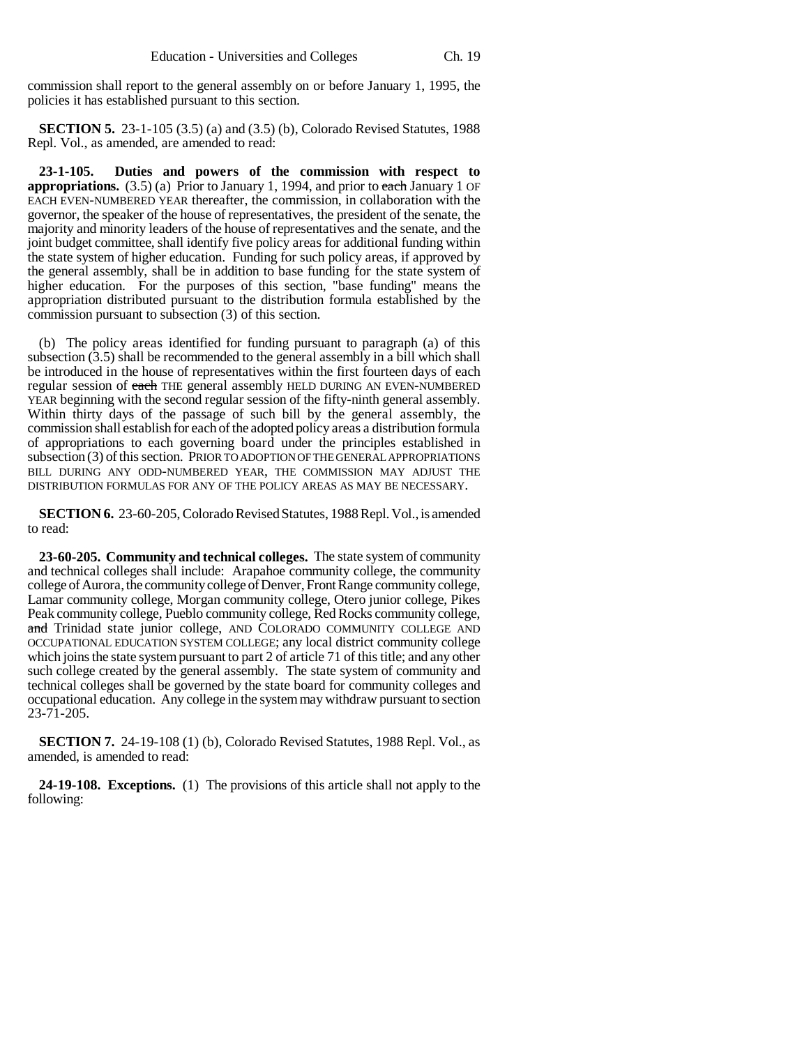commission shall report to the general assembly on or before January 1, 1995, the policies it has established pursuant to this section.

**SECTION 5.** 23-1-105 (3.5) (a) and (3.5) (b), Colorado Revised Statutes, 1988 Repl. Vol., as amended, are amended to read:

**23-1-105. Duties and powers of the commission with respect to appropriations.** (3.5) (a) Prior to January 1, 1994, and prior to ~~each~~ January 1 OF EACH EVEN-NUMBERED YEAR thereafter, the commission, in collaboration with the governor, the speaker of the house of representatives, the president of the senate, the majority and minority leaders of the house of representatives and the senate, and the joint budget committee, shall identify five policy areas for additional funding within the state system of higher education. Funding for such policy areas, if approved by the general assembly, shall be in addition to base funding for the state system of higher education. For the purposes of this section, "base funding" means the appropriation distributed pursuant to the distribution formula established by the commission pursuant to subsection (3) of this section.

(b) The policy areas identified for funding pursuant to paragraph (a) of this subsection (3.5) shall be recommended to the general assembly in a bill which shall be introduced in the house of representatives within the first fourteen days of each regular session of ~~each~~ THE general assembly HELD DURING AN EVEN-NUMBERED YEAR beginning with the second regular session of the fifty-ninth general assembly. Within thirty days of the passage of such bill by the general assembly, the commission shall establish for each of the adopted policy areas a distribution formula of appropriations to each governing board under the principles established in subsection (3) of this section. PRIOR TO ADOPTION OF THE GENERAL APPROPRIATIONS BILL DURING ANY ODD-NUMBERED YEAR, THE COMMISSION MAY ADJUST THE DISTRIBUTION FORMULAS FOR ANY OF THE POLICY AREAS AS MAY BE NECESSARY.

**SECTION 6.** 23-60-205, Colorado Revised Statutes, 1988 Repl. Vol., is amended to read:

**23-60-205. Community and technical colleges.** The state system of community and technical colleges shall include: Arapahoe community college, the community college of Aurora, the community college of Denver, Front Range community college, Lamar community college, Morgan community college, Otero junior college, Pikes Peak community college, Pueblo community college, Red Rocks community college, ~~and~~ Trinidad state junior college, AND COLORADO COMMUNITY COLLEGE AND OCCUPATIONAL EDUCATION SYSTEM COLLEGE; any local district community college which joins the state system pursuant to part 2 of article 71 of this title; and any other such college created by the general assembly. The state system of community and technical colleges shall be governed by the state board for community colleges and occupational education. Any college in the system may withdraw pursuant to section 23-71-205.

**SECTION 7.** 24-19-108 (1) (b), Colorado Revised Statutes, 1988 Repl. Vol., as amended, is amended to read:

**24-19-108. Exceptions.** (1) The provisions of this article shall not apply to the following: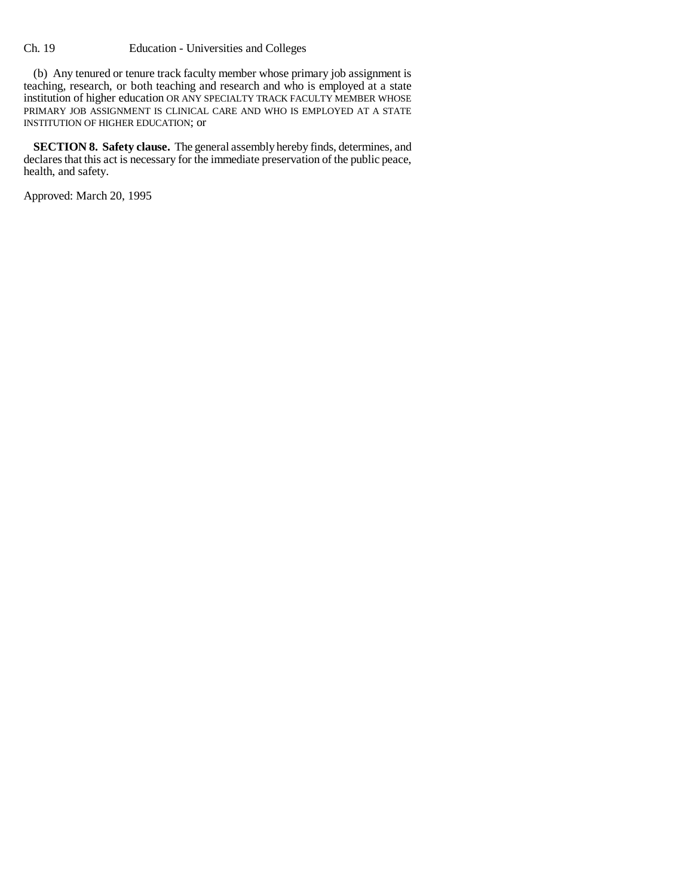(b) Any tenured or tenure track faculty member whose primary job assignment is teaching, research, or both teaching and research and who is employed at a state institution of higher education OR ANY SPECIALTY TRACK FACULTY MEMBER WHOSE PRIMARY JOB ASSIGNMENT IS CLINICAL CARE AND WHO IS EMPLOYED AT A STATE INSTITUTION OF HIGHER EDUCATION; or

**SECTION 8. Safety clause.** The general assembly hereby finds, determines, and declares that this act is necessary for the immediate preservation of the public peace, health, and safety.

Approved: March 20, 1995